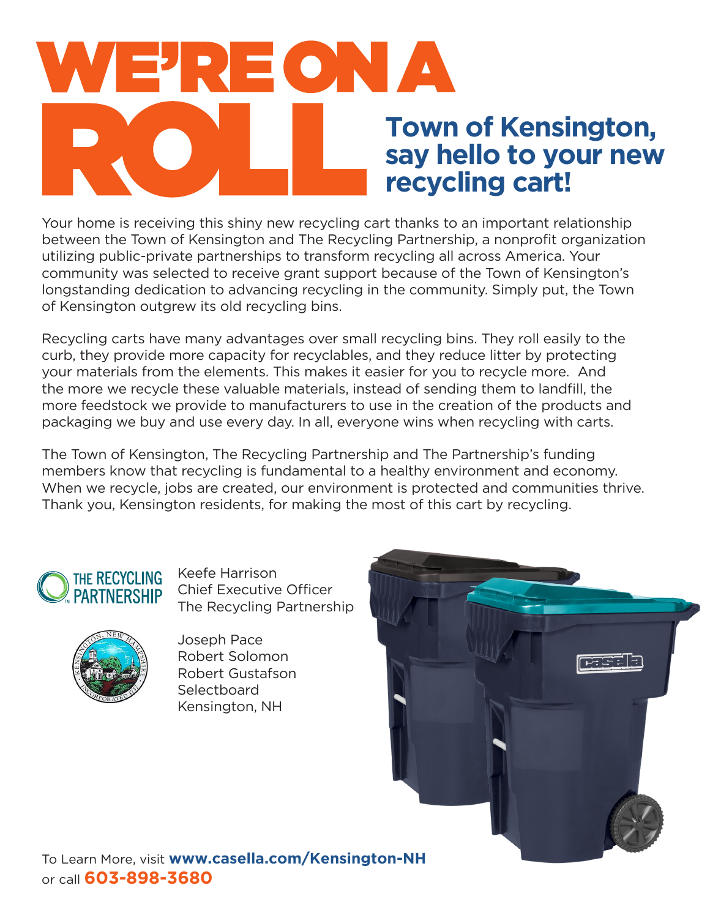# WE'RE ON A ROLL

## Town of Kensington, say hello to your new recycling cart!

Your home is receiving this shiny new recycling cart thanks to an important relationship between the Town of Kensington and The Recycling Partnership, a nonprofit organization utilizing public-private partnerships to transform recycling all across America. Your community was selected to receive grant support because of the Town of Kensington's longstanding dedication to advancing recycling in the community. Simply put, the Town of Kensington outgrew its old recycling bins.

Recycling carts have many advantages over small recycling bins. They roll easily to the curb, they provide more capacity for recyclables, and they reduce litter by protecting your materials from the elements. This makes it easier for you to recycle more. And the more we recycle these valuable materials, instead of sending them to landfill, the more feedstock we provide to manufacturers to use in the creation of the products and packaging we buy and use every day. In all, everyone wins when recycling with carts.

The Town of Kensington, The Recycling Partnership and The Partnership's funding members know that recycling is fundamental to a healthy environment and economy. When we recycle, jobs are created, our environment is protected and communities thrive. Thank you, Kensington residents, for making the most of this cart by recycling.

THE RECYCLING PARTNERSHIP

Keefe Harrison
Chief Executive Officer
The Recycling Partnership

Joseph Pace
Robert Solomon
Robert Gustafson
Selectboard
Kensington, NH

To Learn More, visit **www.casella.com/Kensington-NH**
or call **603-898-3680**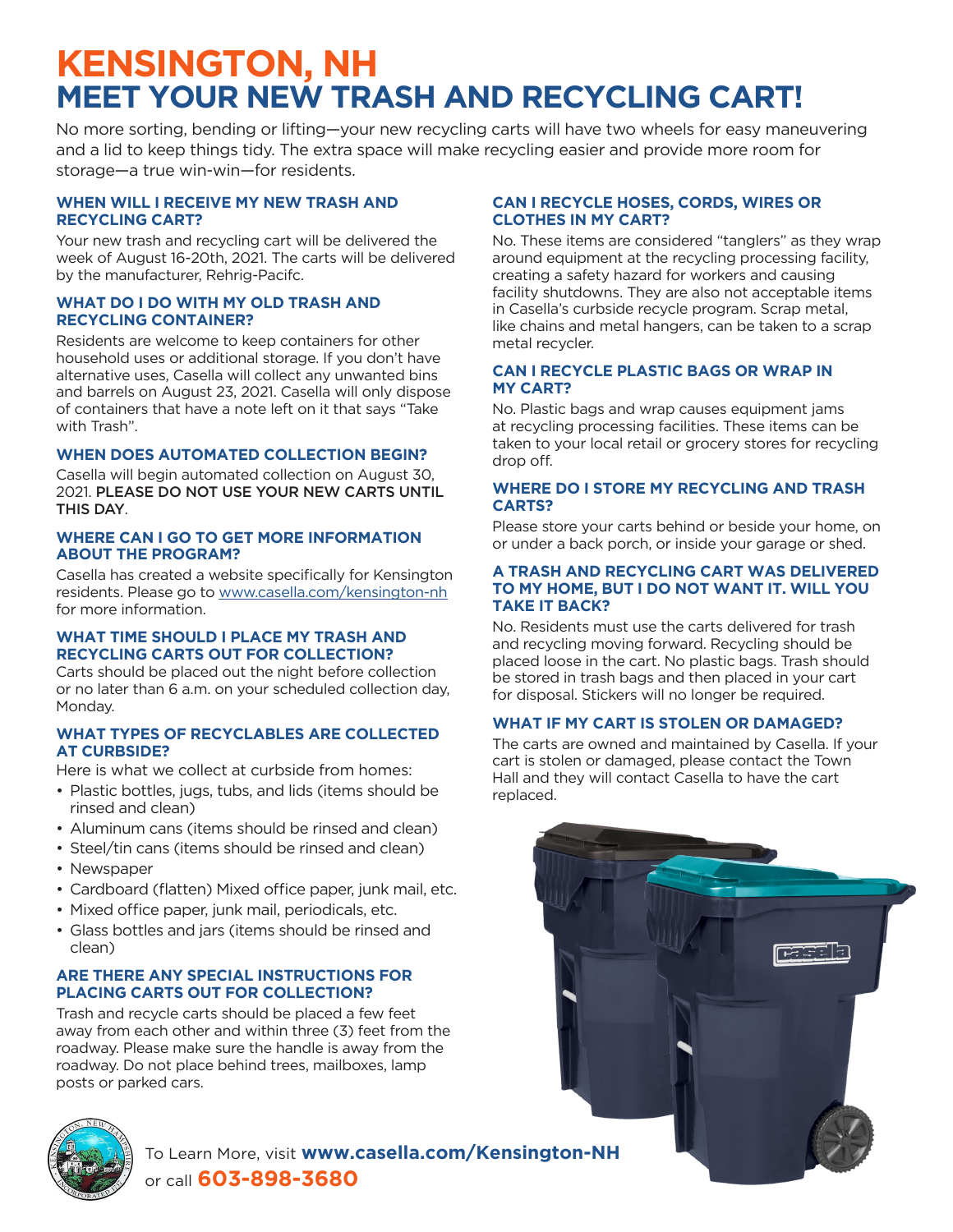# KENSINGTON, NH
# MEET YOUR NEW TRASH AND RECYCLING CART!

No more sorting, bending or lifting—your new recycling carts will have two wheels for easy maneuvering and a lid to keep things tidy. The extra space will make recycling easier and provide more room for storage—a true win-win—for residents.

### WHEN WILL I RECEIVE MY NEW TRASH AND RECYCLING CART?

Your new trash and recycling cart will be delivered the week of August 16-20th, 2021. The carts will be delivered by the manufacturer, Rehrig-Pacifc.

### WHAT DO I DO WITH MY OLD TRASH AND RECYCLING CONTAINER?

Residents are welcome to keep containers for other household uses or additional storage. If you don't have alternative uses, Casella will collect any unwanted bins and barrels on August 23, 2021. Casella will only dispose of containers that have a note left on it that says "Take with Trash".

### WHEN DOES AUTOMATED COLLECTION BEGIN?

Casella will begin automated collection on August 30, 2021. **PLEASE DO NOT USE YOUR NEW CARTS UNTIL THIS DAY**.

### WHERE CAN I GO TO GET MORE INFORMATION ABOUT THE PROGRAM?

Casella has created a website specifically for Kensington residents. Please go to www.casella.com/kensington-nh for more information.

### WHAT TIME SHOULD I PLACE MY TRASH AND RECYCLING CARTS OUT FOR COLLECTION?

Carts should be placed out the night before collection or no later than 6 a.m. on your scheduled collection day, Monday.

### WHAT TYPES OF RECYCLABLES ARE COLLECTED AT CURBSIDE?

Here is what we collect at curbside from homes:

- Plastic bottles, jugs, tubs, and lids (items should be rinsed and clean)
- Aluminum cans (items should be rinsed and clean)
- Steel/tin cans (items should be rinsed and clean)
- Newspaper
- Cardboard (flatten) Mixed office paper, junk mail, etc.
- Mixed office paper, junk mail, periodicals, etc.
- Glass bottles and jars (items should be rinsed and clean)

### ARE THERE ANY SPECIAL INSTRUCTIONS FOR PLACING CARTS OUT FOR COLLECTION?

Trash and recycle carts should be placed a few feet away from each other and within three (3) feet from the roadway. Please make sure the handle is away from the roadway. Do not place behind trees, mailboxes, lamp posts or parked cars.

### CAN I RECYCLE HOSES, CORDS, WIRES OR CLOTHES IN MY CART?

No. These items are considered "tanglers" as they wrap around equipment at the recycling processing facility, creating a safety hazard for workers and causing facility shutdowns. They are also not acceptable items in Casella's curbside recycle program. Scrap metal, like chains and metal hangers, can be taken to a scrap metal recycler.

### CAN I RECYCLE PLASTIC BAGS OR WRAP IN MY CART?

No. Plastic bags and wrap causes equipment jams at recycling processing facilities. These items can be taken to your local retail or grocery stores for recycling drop off.

### WHERE DO I STORE MY RECYCLING AND TRASH CARTS?

Please store your carts behind or beside your home, on or under a back porch, or inside your garage or shed.

### A TRASH AND RECYCLING CART WAS DELIVERED TO MY HOME, BUT I DO NOT WANT IT. WILL YOU TAKE IT BACK?

No. Residents must use the carts delivered for trash and recycling moving forward. Recycling should be placed loose in the cart. No plastic bags. Trash should be stored in trash bags and then placed in your cart for disposal. Stickers will no longer be required.

### WHAT IF MY CART IS STOLEN OR DAMAGED?

The carts are owned and maintained by Casella. If your cart is stolen or damaged, please contact the Town Hall and they will contact Casella to have the cart replaced.

To Learn More, visit **www.casella.com/Kensington-NH** or call **603-898-3680**